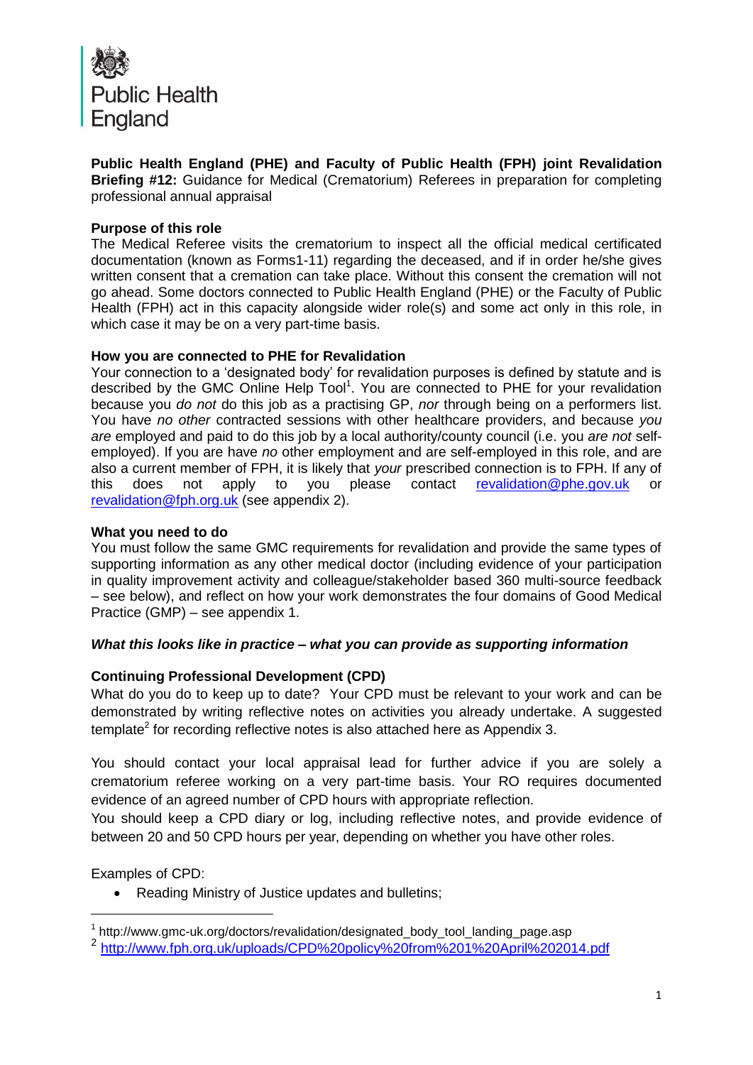Public Health England

**Public Health England (PHE) and Faculty of Public Health (FPH) joint Revalidation Briefing #12:** Guidance for Medical (Crematorium) Referees in preparation for completing professional annual appraisal

**Purpose of this role**

The Medical Referee visits the crematorium to inspect all the official medical certificated documentation (known as Forms1-11) regarding the deceased, and if in order he/she gives written consent that a cremation can take place. Without this consent the cremation will not go ahead. Some doctors connected to Public Health England (PHE) or the Faculty of Public Health (FPH) act in this capacity alongside wider role(s) and some act only in this role, in which case it may be on a very part-time basis.

**How you are connected to PHE for Revalidation**

Your connection to a 'designated body' for revalidation purposes is defined by statute and is described by the GMC Online Help Tool[1]. You are connected to PHE for your revalidation because you *do not* do this job as a practising GP, *nor* through being on a performers list. You have *no other* contracted sessions with other healthcare providers, and because *you are* employed and paid to do this job by a local authority/county council (i.e. you *are not* self-employed). If you are have *no* other employment and are self-employed in this role, and are also a current member of FPH, it is likely that *your* prescribed connection is to FPH. If any of this does not apply to you please contact revalidation@phe.gov.uk or revalidation@fph.org.uk (see appendix 2).

**What you need to do**

You must follow the same GMC requirements for revalidation and provide the same types of supporting information as any other medical doctor (including evidence of your participation in quality improvement activity and colleague/stakeholder based 360 multi-source feedback – see below), and reflect on how your work demonstrates the four domains of Good Medical Practice (GMP) – see appendix 1.

***What this looks like in practice – what you can provide as supporting information***

**Continuing Professional Development (CPD)**

What do you do to keep up to date? Your CPD must be relevant to your work and can be demonstrated by writing reflective notes on activities you already undertake. A suggested template[2] for recording reflective notes is also attached here as Appendix 3.

You should contact your local appraisal lead for further advice if you are solely a crematorium referee working on a very part-time basis. Your RO requires documented evidence of an agreed number of CPD hours with appropriate reflection.

You should keep a CPD diary or log, including reflective notes, and provide evidence of between 20 and 50 CPD hours per year, depending on whether you have other roles.

Examples of CPD:

- Reading Ministry of Justice updates and bulletins;

---

[1] http://www.gmc-uk.org/doctors/revalidation/designated_body_tool_landing_page.asp

[2] http://www.fph.org.uk/uploads/CPD%20policy%20from%201%20April%202014.pdf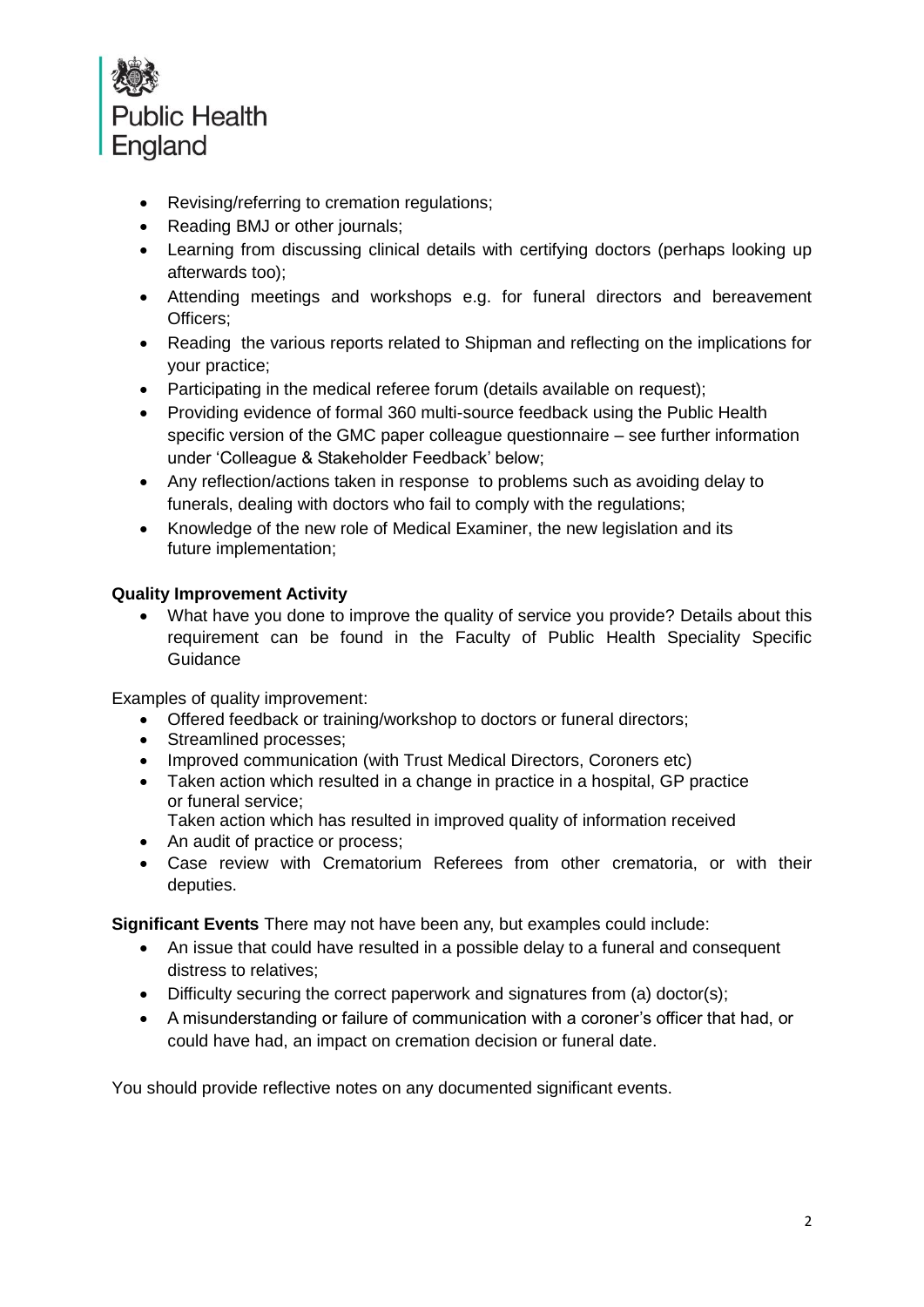- Revising/referring to cremation regulations;
- Reading BMJ or other journals;
- Learning from discussing clinical details with certifying doctors (perhaps looking up afterwards too);
- Attending meetings and workshops e.g. for funeral directors and bereavement Officers;
- Reading the various reports related to Shipman and reflecting on the implications for your practice;
- Participating in the medical referee forum (details available on request);
- Providing evidence of formal 360 multi-source feedback using the Public Health specific version of the GMC paper colleague questionnaire – see further information under 'Colleague & Stakeholder Feedback' below;
- Any reflection/actions taken in response to problems such as avoiding delay to funerals, dealing with doctors who fail to comply with the regulations;
- Knowledge of the new role of Medical Examiner, the new legislation and its future implementation;

**Quality Improvement Activity**

- What have you done to improve the quality of service you provide? Details about this requirement can be found in the Faculty of Public Health Speciality Specific Guidance

Examples of quality improvement:

- Offered feedback or training/workshop to doctors or funeral directors;
- Streamlined processes;
- Improved communication (with Trust Medical Directors, Coroners etc)
- Taken action which resulted in a change in practice in a hospital, GP practice or funeral service;
  Taken action which has resulted in improved quality of information received
- An audit of practice or process;
- Case review with Crematorium Referees from other crematoria, or with their deputies.

**Significant Events** There may not have been any, but examples could include:

- An issue that could have resulted in a possible delay to a funeral and consequent distress to relatives;
- Difficulty securing the correct paperwork and signatures from (a) doctor(s);
- A misunderstanding or failure of communication with a coroner's officer that had, or could have had, an impact on cremation decision or funeral date.

You should provide reflective notes on any documented significant events.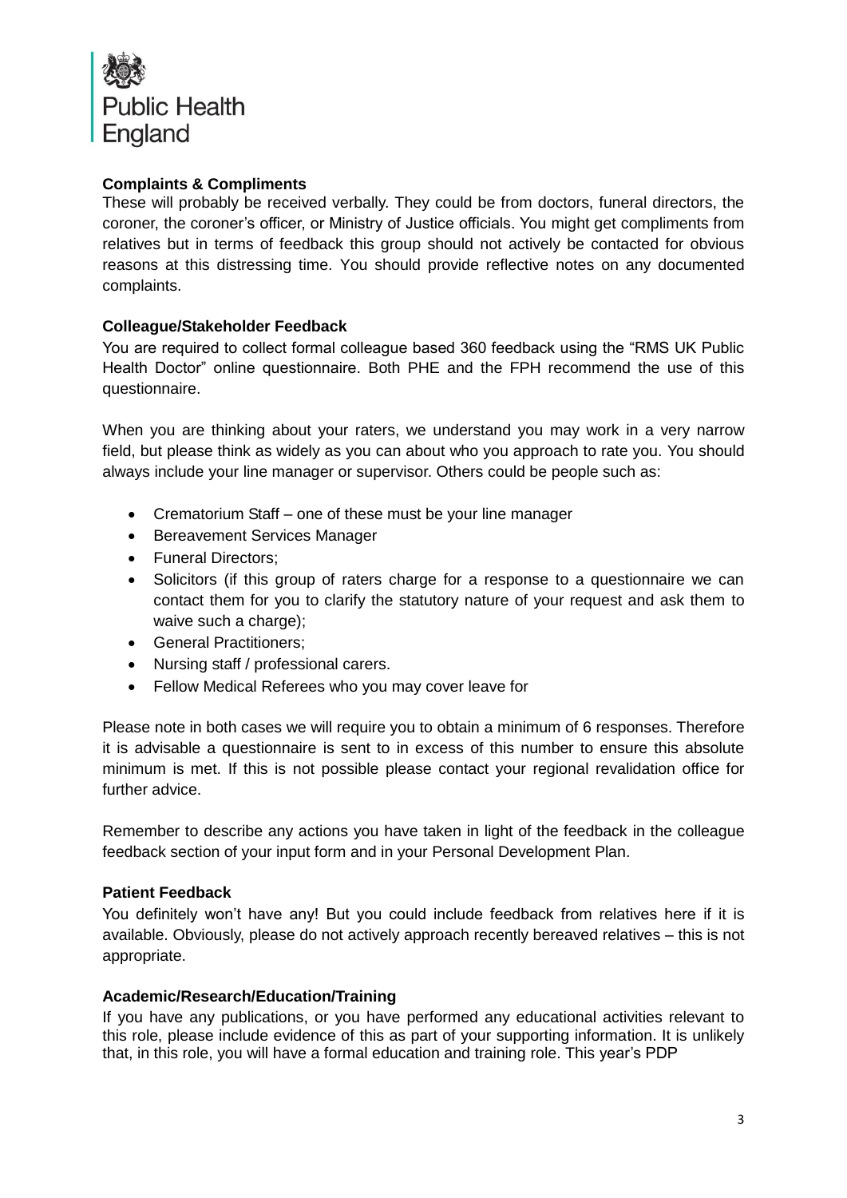**Complaints & Compliments**

These will probably be received verbally. They could be from doctors, funeral directors, the coroner, the coroner's officer, or Ministry of Justice officials. You might get compliments from relatives but in terms of feedback this group should not actively be contacted for obvious reasons at this distressing time. You should provide reflective notes on any documented complaints.

**Colleague/Stakeholder Feedback**

You are required to collect formal colleague based 360 feedback using the "RMS UK Public Health Doctor" online questionnaire. Both PHE and the FPH recommend the use of this questionnaire.

When you are thinking about your raters, we understand you may work in a very narrow field, but please think as widely as you can about who you approach to rate you. You should always include your line manager or supervisor. Others could be people such as:

- Crematorium Staff – one of these must be your line manager
- Bereavement Services Manager
- Funeral Directors;
- Solicitors (if this group of raters charge for a response to a questionnaire we can contact them for you to clarify the statutory nature of your request and ask them to waive such a charge);
- General Practitioners;
- Nursing staff / professional carers.
- Fellow Medical Referees who you may cover leave for

Please note in both cases we will require you to obtain a minimum of 6 responses. Therefore it is advisable a questionnaire is sent to in excess of this number to ensure this absolute minimum is met. If this is not possible please contact your regional revalidation office for further advice.

Remember to describe any actions you have taken in light of the feedback in the colleague feedback section of your input form and in your Personal Development Plan.

**Patient Feedback**

You definitely won't have any! But you could include feedback from relatives here if it is available. Obviously, please do not actively approach recently bereaved relatives – this is not appropriate.

**Academic/Research/Education/Training**

If you have any publications, or you have performed any educational activities relevant to this role, please include evidence of this as part of your supporting information. It is unlikely that, in this role, you will have a formal education and training role. This year's PDP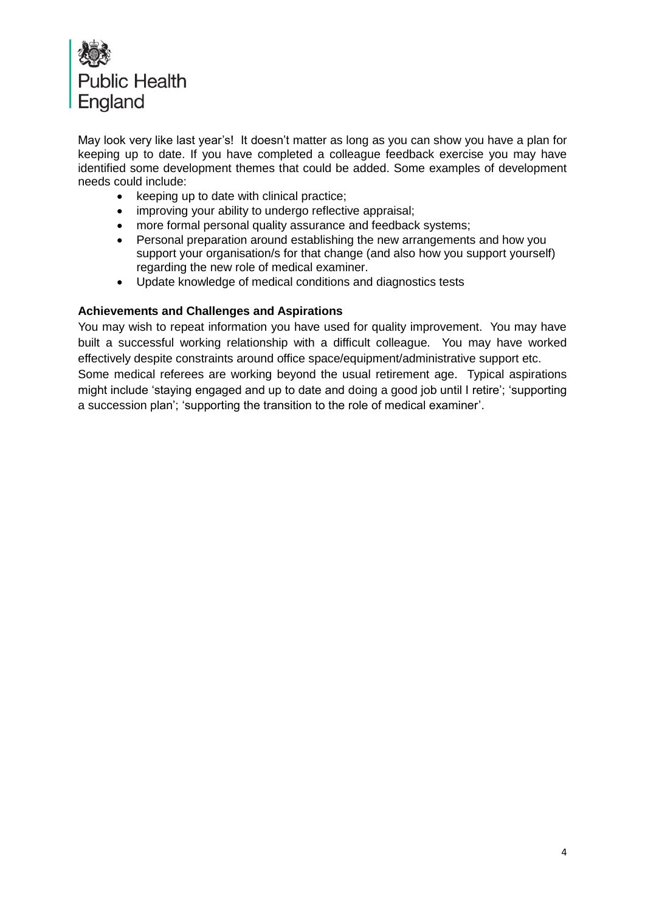May look very like last year's! It doesn't matter as long as you can show you have a plan for keeping up to date. If you have completed a colleague feedback exercise you may have identified some development themes that could be added. Some examples of development needs could include:

- keeping up to date with clinical practice;
- improving your ability to undergo reflective appraisal;
- more formal personal quality assurance and feedback systems;
- Personal preparation around establishing the new arrangements and how you support your organisation/s for that change (and also how you support yourself) regarding the new role of medical examiner.
- Update knowledge of medical conditions and diagnostics tests

**Achievements and Challenges and Aspirations**

You may wish to repeat information you have used for quality improvement. You may have built a successful working relationship with a difficult colleague. You may have worked effectively despite constraints around office space/equipment/administrative support etc.
Some medical referees are working beyond the usual retirement age. Typical aspirations might include 'staying engaged and up to date and doing a good job until I retire'; 'supporting a succession plan'; 'supporting the transition to the role of medical examiner'.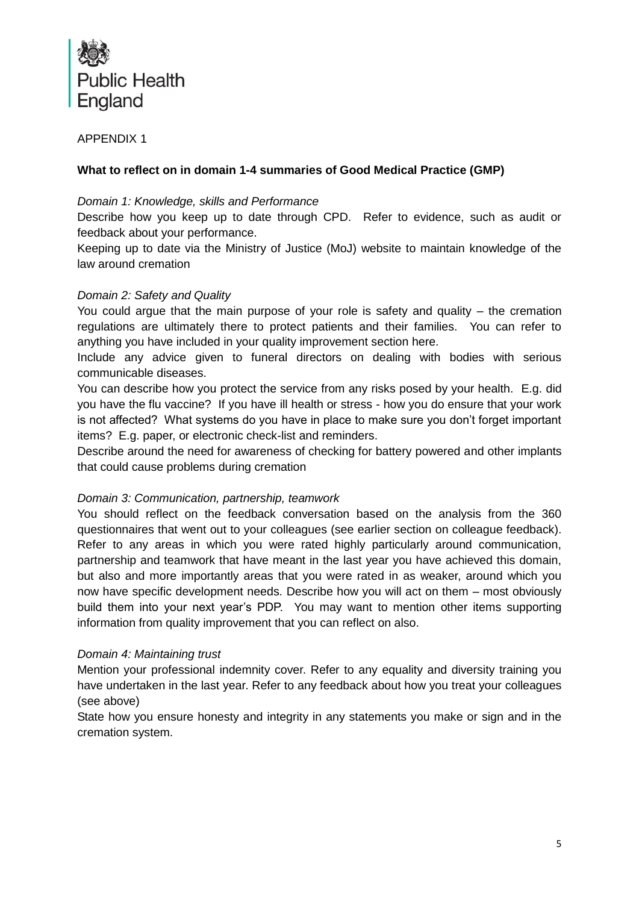Public Health England

APPENDIX 1

**What to reflect on in domain 1-4 summaries of Good Medical Practice (GMP)**

*Domain 1: Knowledge, skills and Performance*

Describe how you keep up to date through CPD. Refer to evidence, such as audit or feedback about your performance.

Keeping up to date via the Ministry of Justice (MoJ) website to maintain knowledge of the law around cremation

*Domain 2: Safety and Quality*

You could argue that the main purpose of your role is safety and quality – the cremation regulations are ultimately there to protect patients and their families. You can refer to anything you have included in your quality improvement section here.

Include any advice given to funeral directors on dealing with bodies with serious communicable diseases.

You can describe how you protect the service from any risks posed by your health. E.g. did you have the flu vaccine? If you have ill health or stress - how you do ensure that your work is not affected? What systems do you have in place to make sure you don't forget important items? E.g. paper, or electronic check-list and reminders.

Describe around the need for awareness of checking for battery powered and other implants that could cause problems during cremation

*Domain 3: Communication, partnership, teamwork*

You should reflect on the feedback conversation based on the analysis from the 360 questionnaires that went out to your colleagues (see earlier section on colleague feedback). Refer to any areas in which you were rated highly particularly around communication, partnership and teamwork that have meant in the last year you have achieved this domain, but also and more importantly areas that you were rated in as weaker, around which you now have specific development needs. Describe how you will act on them – most obviously build them into your next year's PDP. You may want to mention other items supporting information from quality improvement that you can reflect on also.

*Domain 4: Maintaining trust*

Mention your professional indemnity cover. Refer to any equality and diversity training you have undertaken in the last year. Refer to any feedback about how you treat your colleagues (see above)

State how you ensure honesty and integrity in any statements you make or sign and in the cremation system.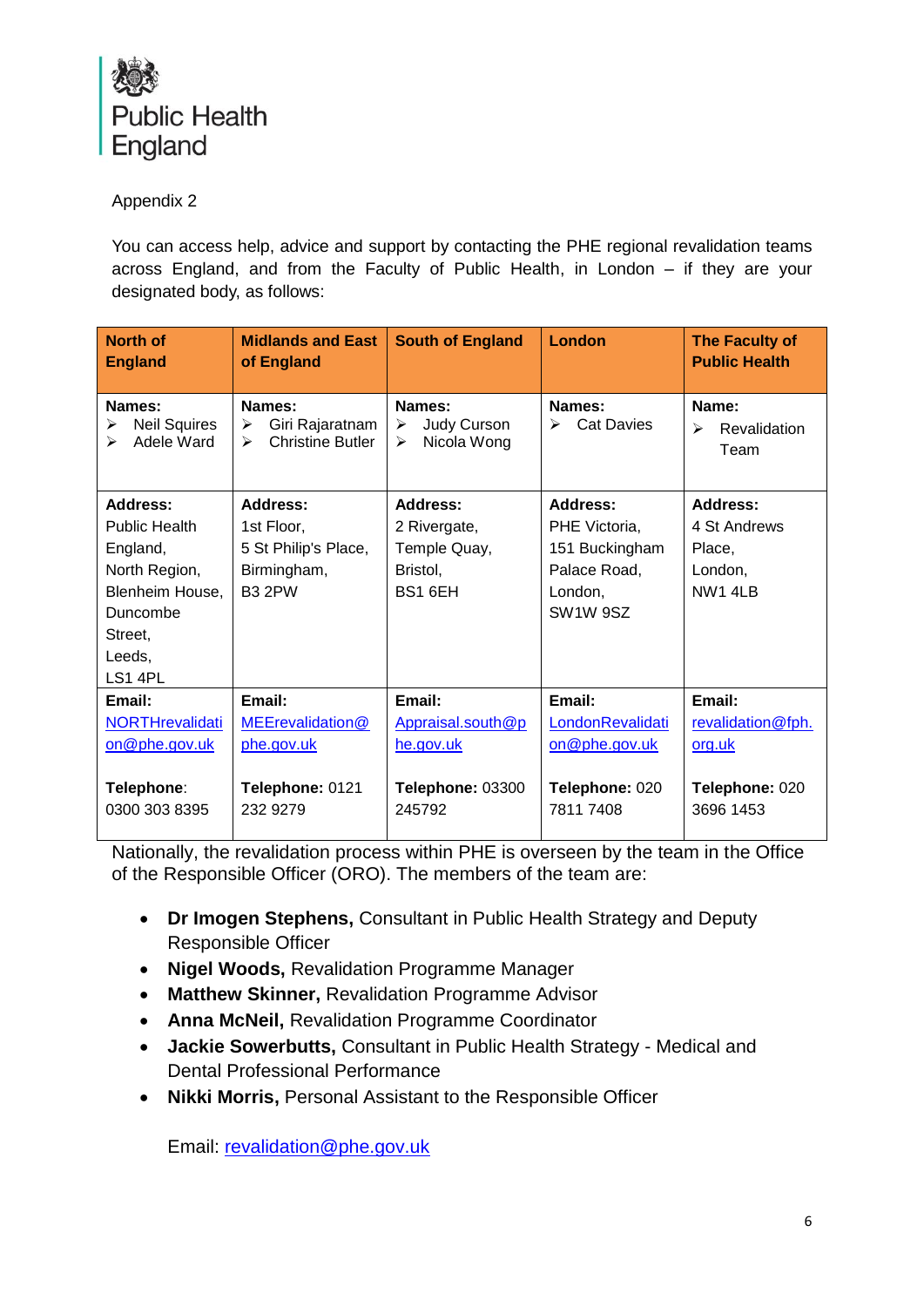Public Health England

Appendix 2

You can access help, advice and support by contacting the PHE regional revalidation teams across England, and from the Faculty of Public Health, in London – if they are your designated body, as follows:

| North of England | Midlands and East of England | South of England | London | The Faculty of Public Health |
|---|---|---|---|---|
| **Names:**<br>➢ Neil Squires<br>➢ Adele Ward | **Names:**<br>➢ Giri Rajaratnam<br>➢ Christine Butler | **Names:**<br>➢ Judy Curson<br>➢ Nicola Wong | **Names:**<br>➢ Cat Davies | **Name:**<br>➢ Revalidation Team |
| **Address:**<br>Public Health England,<br>North Region,<br>Blenheim House,<br>Duncombe Street,<br>Leeds,<br>LS1 4PL | **Address:**<br>1st Floor,<br>5 St Philip's Place,<br>Birmingham,<br>B3 2PW | **Address:**<br>2 Rivergate,<br>Temple Quay,<br>Bristol,<br>BS1 6EH | **Address:**<br>PHE Victoria,<br>151 Buckingham Palace Road,<br>London,<br>SW1W 9SZ | **Address:**<br>4 St Andrews Place,<br>London,<br>NW1 4LB |
| **Email:**<br>NORTHrevalidation@phe.gov.uk<br><br>**Telephone**:<br>0300 303 8395 | **Email:**<br>MEErevalidation@phe.gov.uk<br><br>**Telephone:** 0121 232 9279 | **Email:**<br>Appraisal.south@phe.gov.uk<br><br>**Telephone:** 03300 245792 | **Email:**<br>LondonRevalidation@phe.gov.uk<br><br>**Telephone:** 020 7811 7408 | **Email:**<br>revalidation@fph.org.uk<br><br>**Telephone:** 020 3696 1453 |

Nationally, the revalidation process within PHE is overseen by the team in the Office of the Responsible Officer (ORO). The members of the team are:

- **Dr Imogen Stephens,** Consultant in Public Health Strategy and Deputy Responsible Officer
- **Nigel Woods,** Revalidation Programme Manager
- **Matthew Skinner,** Revalidation Programme Advisor
- **Anna McNeil,** Revalidation Programme Coordinator
- **Jackie Sowerbutts,** Consultant in Public Health Strategy - Medical and Dental Professional Performance
- **Nikki Morris,** Personal Assistant to the Responsible Officer

Email: revalidation@phe.gov.uk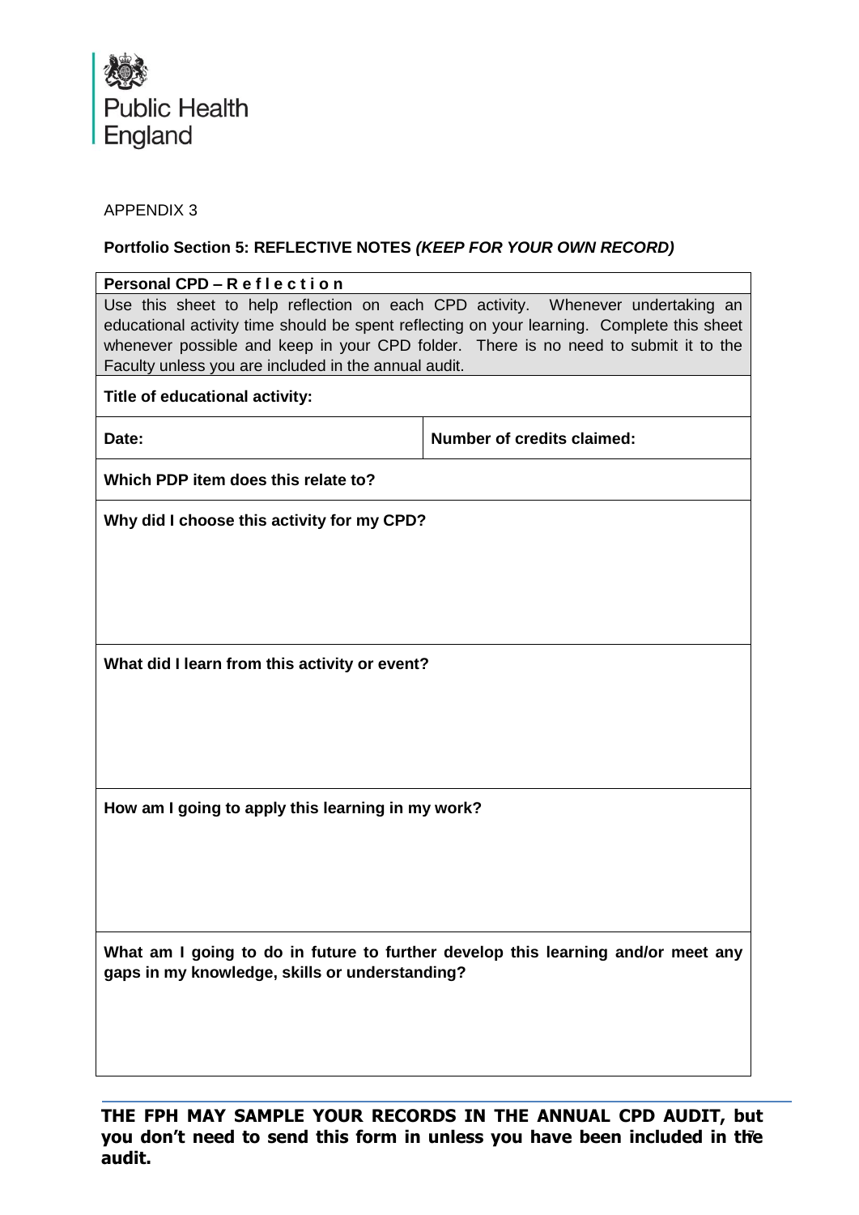Public Health England

APPENDIX 3

**Portfolio Section 5: REFLECTIVE NOTES *(KEEP FOR YOUR OWN RECORD)***

| | |
|---|---|
| **Personal CPD – R e f l e c t i o n** | |
| Use this sheet to help reflection on each CPD activity. Whenever undertaking an educational activity time should be spent reflecting on your learning. Complete this sheet whenever possible and keep in your CPD folder. There is no need to submit it to the Faculty unless you are included in the annual audit. | |
| **Title of educational activity:** | |
| **Date:** | **Number of credits claimed:** |
| **Which PDP item does this relate to?** | |
| **Why did I choose this activity for my CPD?** | |
| **What did I learn from this activity or event?** | |
| **How am I going to apply this learning in my work?** | |
| **What am I going to do in future to further develop this learning and/or meet any gaps in my knowledge, skills or understanding?** | |

**THE FPH MAY SAMPLE YOUR RECORDS IN THE ANNUAL CPD AUDIT, but you don't need to send this form in unless you have been included in the audit.**